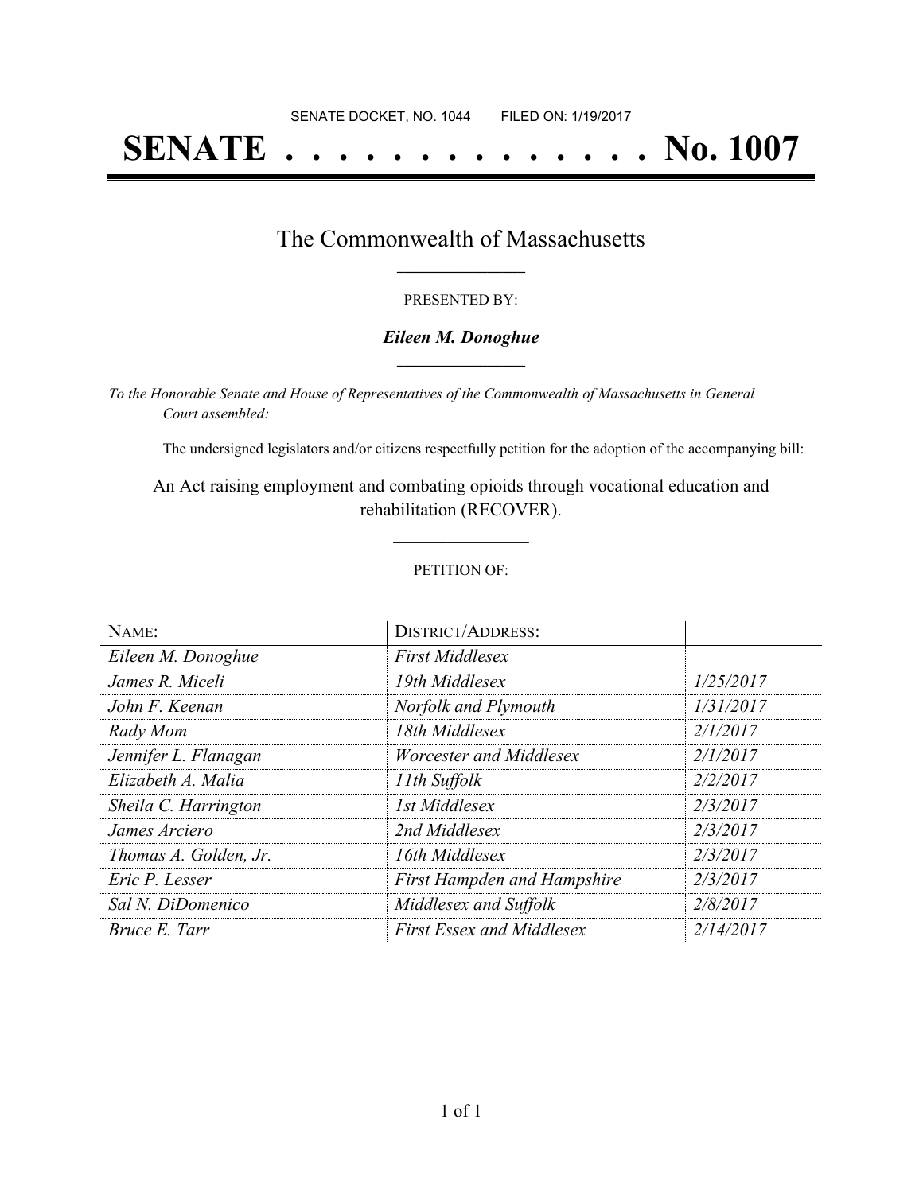SENATE DOCKET, NO. 1044        FILED ON: 1/19/2017

# SENATE . . . . . . . . . . . . . . No. 1007

## The Commonwealth of Massachusetts

PRESENTED BY:

***Eileen M. Donoghue***

*To the Honorable Senate and House of Representatives of the Commonwealth of Massachusetts in General Court assembled:*

The undersigned legislators and/or citizens respectfully petition for the adoption of the accompanying bill:

An Act raising employment and combating opioids through vocational education and rehabilitation (RECOVER).

PETITION OF:

| NAME: | DISTRICT/ADDRESS: | |
|---|---|---|
| *Eileen M. Donoghue* | *First Middlesex* | |
| *James R. Miceli* | *19th Middlesex* | *1/25/2017* |
| *John F. Keenan* | *Norfolk and Plymouth* | *1/31/2017* |
| *Rady Mom* | *18th Middlesex* | *2/1/2017* |
| *Jennifer L. Flanagan* | *Worcester and Middlesex* | *2/1/2017* |
| *Elizabeth A. Malia* | *11th Suffolk* | *2/2/2017* |
| *Sheila C. Harrington* | *1st Middlesex* | *2/3/2017* |
| *James Arciero* | *2nd Middlesex* | *2/3/2017* |
| *Thomas A. Golden, Jr.* | *16th Middlesex* | *2/3/2017* |
| *Eric P. Lesser* | *First Hampden and Hampshire* | *2/3/2017* |
| *Sal N. DiDomenico* | *Middlesex and Suffolk* | *2/8/2017* |
| *Bruce E. Tarr* | *First Essex and Middlesex* | *2/14/2017* |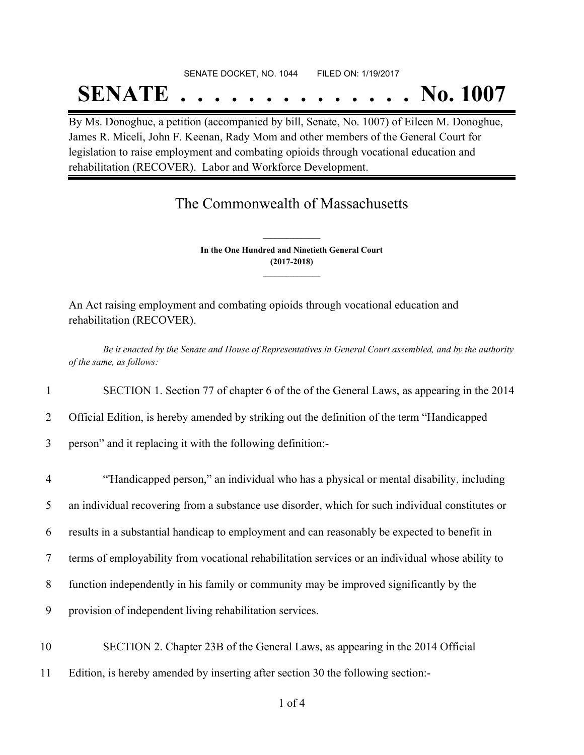SENATE DOCKET, NO. 1044        FILED ON: 1/19/2017

# SENATE . . . . . . . . . . . . . . No. 1007

By Ms. Donoghue, a petition (accompanied by bill, Senate, No. 1007) of Eileen M. Donoghue, James R. Miceli, John F. Keenan, Rady Mom and other members of the General Court for legislation to raise employment and combating opioids through vocational education and rehabilitation (RECOVER). Labor and Workforce Development.

## The Commonwealth of Massachusetts

**In the One Hundred and Ninetieth General Court (2017-2018)**

An Act raising employment and combating opioids through vocational education and rehabilitation (RECOVER).

*Be it enacted by the Senate and House of Representatives in General Court assembled, and by the authority of the same, as follows:*

1 SECTION 1. Section 77 of chapter 6 of the of the General Laws, as appearing in the 2014
2 Official Edition, is hereby amended by striking out the definition of the term "Handicapped
3 person" and it replacing it with the following definition:-

4 "'Handicapped person," an individual who has a physical or mental disability, including
5 an individual recovering from a substance use disorder, which for such individual constitutes or
6 results in a substantial handicap to employment and can reasonably be expected to benefit in
7 terms of employability from vocational rehabilitation services or an individual whose ability to
8 function independently in his family or community may be improved significantly by the
9 provision of independent living rehabilitation services.

10 SECTION 2. Chapter 23B of the General Laws, as appearing in the 2014 Official
11 Edition, is hereby amended by inserting after section 30 the following section:-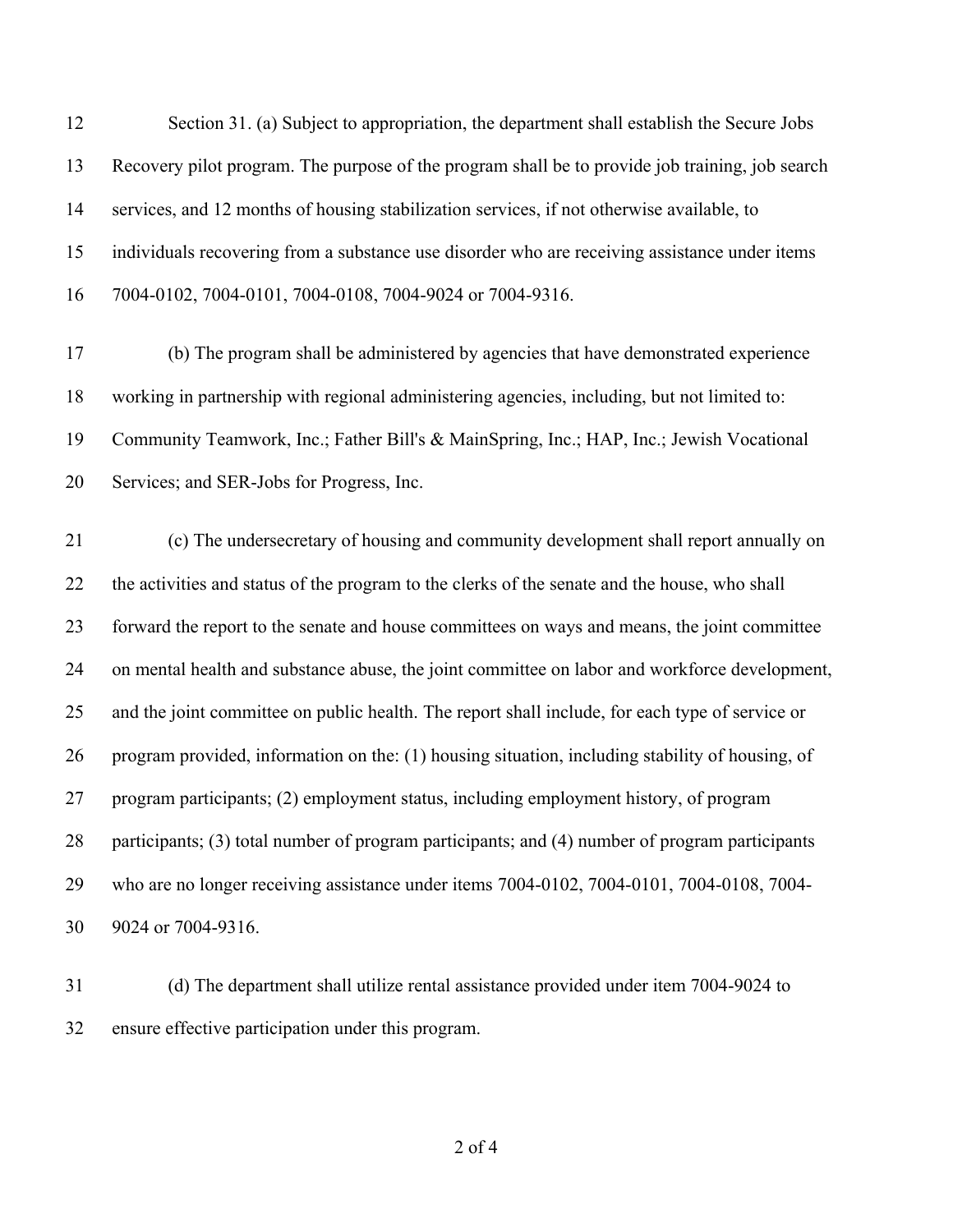Section 31. (a) Subject to appropriation, the department shall establish the Secure Jobs Recovery pilot program. The purpose of the program shall be to provide job training, job search services, and 12 months of housing stabilization services, if not otherwise available, to individuals recovering from a substance use disorder who are receiving assistance under items 7004-0102, 7004-0101, 7004-0108, 7004-9024 or 7004-9316.

(b) The program shall be administered by agencies that have demonstrated experience working in partnership with regional administering agencies, including, but not limited to: Community Teamwork, Inc.; Father Bill's & MainSpring, Inc.; HAP, Inc.; Jewish Vocational Services; and SER-Jobs for Progress, Inc.

(c) The undersecretary of housing and community development shall report annually on the activities and status of the program to the clerks of the senate and the house, who shall forward the report to the senate and house committees on ways and means, the joint committee on mental health and substance abuse, the joint committee on labor and workforce development, and the joint committee on public health. The report shall include, for each type of service or program provided, information on the: (1) housing situation, including stability of housing, of program participants; (2) employment status, including employment history, of program participants; (3) total number of program participants; and (4) number of program participants who are no longer receiving assistance under items 7004-0102, 7004-0101, 7004-0108, 7004-9024 or 7004-9316.

(d) The department shall utilize rental assistance provided under item 7004-9024 to ensure effective participation under this program.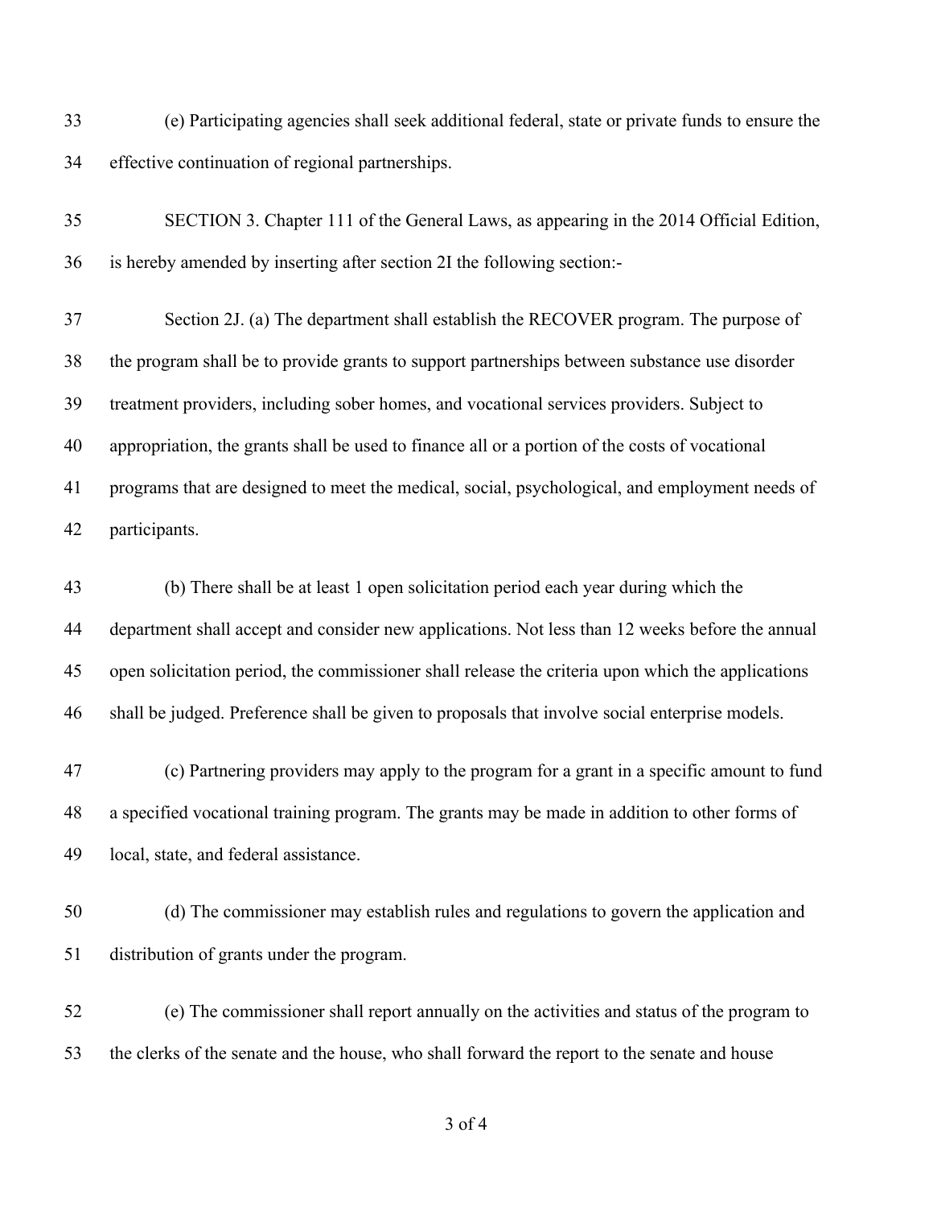(e) Participating agencies shall seek additional federal, state or private funds to ensure the effective continuation of regional partnerships.

SECTION 3. Chapter 111 of the General Laws, as appearing in the 2014 Official Edition, is hereby amended by inserting after section 2I the following section:-

Section 2J. (a) The department shall establish the RECOVER program. The purpose of the program shall be to provide grants to support partnerships between substance use disorder treatment providers, including sober homes, and vocational services providers. Subject to appropriation, the grants shall be used to finance all or a portion of the costs of vocational programs that are designed to meet the medical, social, psychological, and employment needs of participants.

(b) There shall be at least 1 open solicitation period each year during which the department shall accept and consider new applications. Not less than 12 weeks before the annual open solicitation period, the commissioner shall release the criteria upon which the applications shall be judged. Preference shall be given to proposals that involve social enterprise models.

(c) Partnering providers may apply to the program for a grant in a specific amount to fund a specified vocational training program. The grants may be made in addition to other forms of local, state, and federal assistance.

(d) The commissioner may establish rules and regulations to govern the application and distribution of grants under the program.

(e) The commissioner shall report annually on the activities and status of the program to the clerks of the senate and the house, who shall forward the report to the senate and house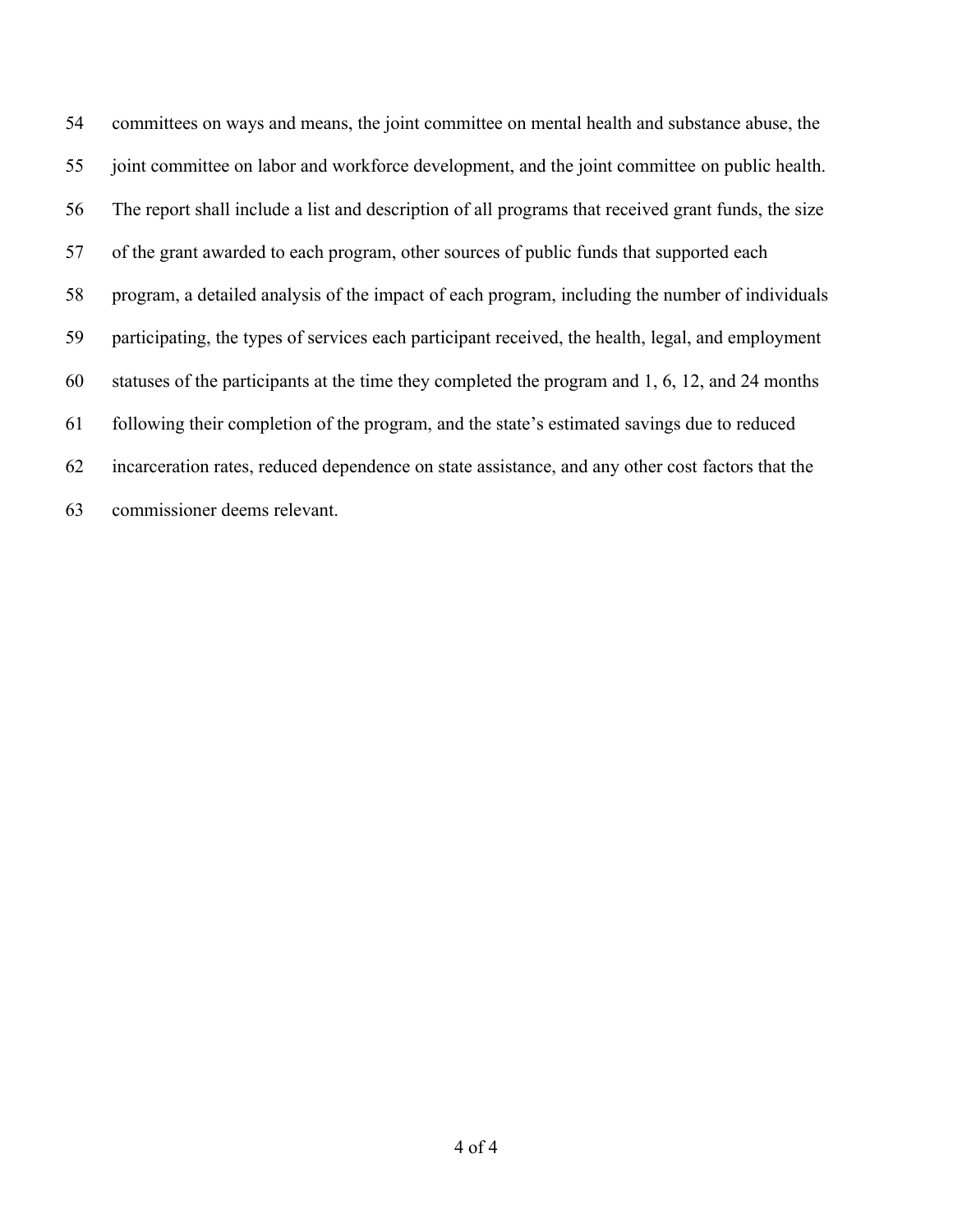54 committees on ways and means, the joint committee on mental health and substance abuse, the
55 joint committee on labor and workforce development, and the joint committee on public health.
56 The report shall include a list and description of all programs that received grant funds, the size
57 of the grant awarded to each program, other sources of public funds that supported each
58 program, a detailed analysis of the impact of each program, including the number of individuals
59 participating, the types of services each participant received, the health, legal, and employment
60 statuses of the participants at the time they completed the program and 1, 6, 12, and 24 months
61 following their completion of the program, and the state's estimated savings due to reduced
62 incarceration rates, reduced dependence on state assistance, and any other cost factors that the
63 commissioner deems relevant.